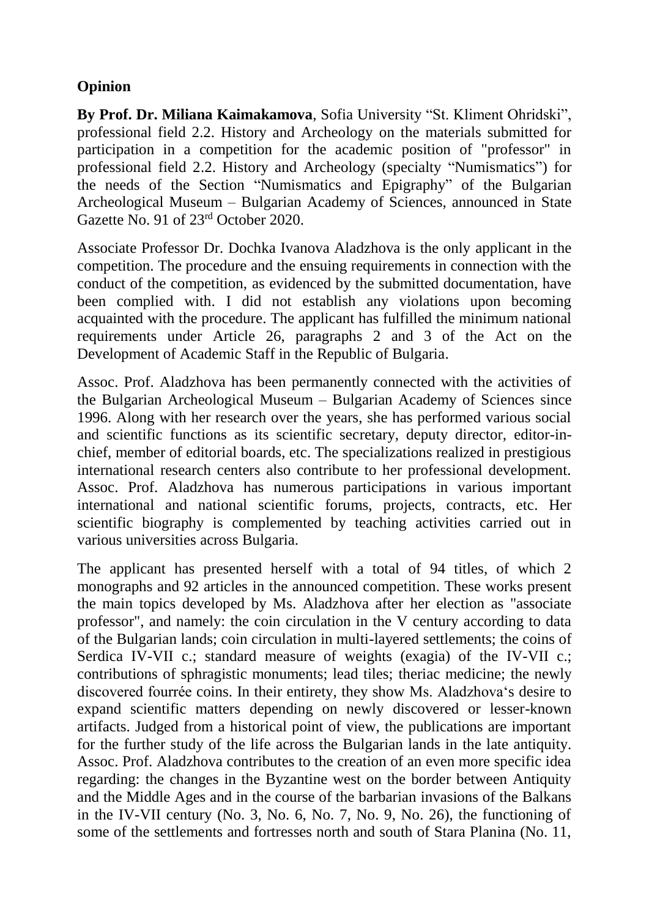**Opinion**

**By Prof. Dr. Miliana Kaimakamova**, Sofia University "St. Kliment Ohridski", professional field 2.2. History and Archeology on the materials submitted for participation in a competition for the academic position of "professor" in professional field 2.2. History and Archeology (specialty "Numismatics") for the needs of the Section "Numismatics and Epigraphy" of the Bulgarian Archeological Museum – Bulgarian Academy of Sciences, announced in State Gazette No. 91 of 23rd October 2020.

Associate Professor Dr. Dochka Ivanova Aladzhova is the only applicant in the competition. The procedure and the ensuing requirements in connection with the conduct of the competition, as evidenced by the submitted documentation, have been complied with. I did not establish any violations upon becoming acquainted with the procedure. The applicant has fulfilled the minimum national requirements under Article 26, paragraphs 2 and 3 of the Act on the Development of Academic Staff in the Republic of Bulgaria.

Assoc. Prof. Aladzhova has been permanently connected with the activities of the Bulgarian Archeological Museum – Bulgarian Academy of Sciences since 1996. Along with her research over the years, she has performed various social and scientific functions as its scientific secretary, deputy director, editor-in-chief, member of editorial boards, etc. The specializations realized in prestigious international research centers also contribute to her professional development. Assoc. Prof. Aladzhova has numerous participations in various important international and national scientific forums, projects, contracts, etc. Her scientific biography is complemented by teaching activities carried out in various universities across Bulgaria.

The applicant has presented herself with a total of 94 titles, of which 2 monographs and 92 articles in the announced competition. These works present the main topics developed by Ms. Aladzhova after her election as "associate professor", and namely: the coin circulation in the V century according to data of the Bulgarian lands; coin circulation in multi-layered settlements; the coins of Serdica IV-VII c.; standard measure of weights (exagia) of the IV-VII c.; contributions of sphragistic monuments; lead tiles; theriac medicine; the newly discovered fourrée coins. In their entirety, they show Ms. Aladzhova's desire to expand scientific matters depending on newly discovered or lesser-known artifacts. Judged from a historical point of view, the publications are important for the further study of the life across the Bulgarian lands in the late antiquity. Assoc. Prof. Aladzhova contributes to the creation of an even more specific idea regarding: the changes in the Byzantine west on the border between Antiquity and the Middle Ages and in the course of the barbarian invasions of the Balkans in the IV-VII century (No. 3, No. 6, No. 7, No. 9, No. 26), the functioning of some of the settlements and fortresses north and south of Stara Planina (No. 11,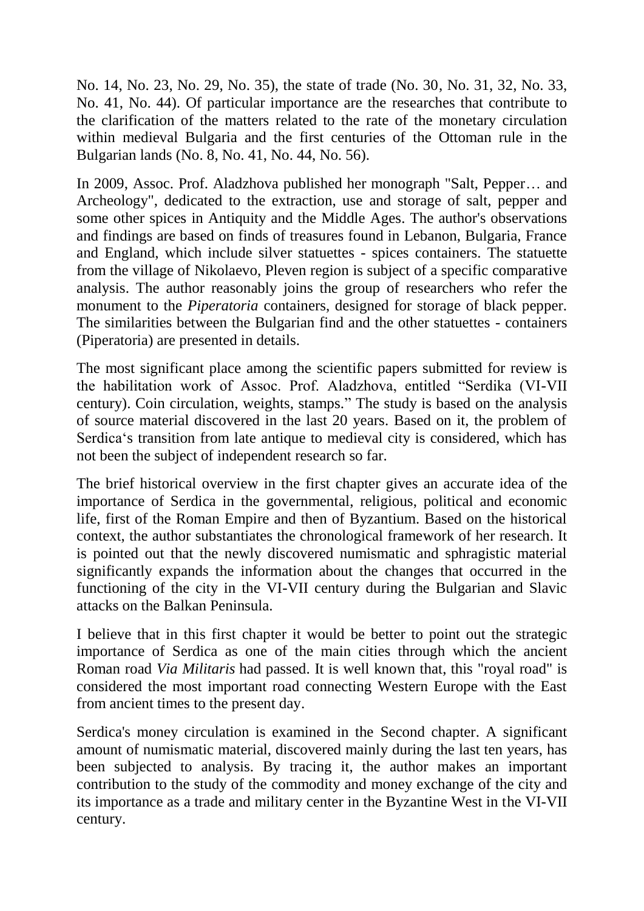No. 14, No. 23, No. 29, No. 35), the state of trade (No. 30, No. 31, 32, No. 33, No. 41, No. 44). Of particular importance are the researches that contribute to the clarification of the matters related to the rate of the monetary circulation within medieval Bulgaria and the first centuries of the Ottoman rule in the Bulgarian lands (No. 8, No. 41, No. 44, No. 56).

In 2009, Assoc. Prof. Aladzhova published her monograph "Salt, Pepper… and Archeology", dedicated to the extraction, use and storage of salt, pepper and some other spices in Antiquity and the Middle Ages. The author's observations and findings are based on finds of treasures found in Lebanon, Bulgaria, France and England, which include silver statuettes - spices containers. The statuette from the village of Nikolaevo, Pleven region is subject of a specific comparative analysis. The author reasonably joins the group of researchers who refer the monument to the *Piperatoria* containers, designed for storage of black pepper. The similarities between the Bulgarian find and the other statuettes - containers (Piperatoria) are presented in details.

The most significant place among the scientific papers submitted for review is the habilitation work of Assoc. Prof. Aladzhova, entitled "Serdika (VI-VII century). Coin circulation, weights, stamps." The study is based on the analysis of source material discovered in the last 20 years. Based on it, the problem of Serdica's transition from late antique to medieval city is considered, which has not been the subject of independent research so far.

The brief historical overview in the first chapter gives an accurate idea of the importance of Serdica in the governmental, religious, political and economic life, first of the Roman Empire and then of Byzantium. Based on the historical context, the author substantiates the chronological framework of her research. It is pointed out that the newly discovered numismatic and sphragistic material significantly expands the information about the changes that occurred in the functioning of the city in the VI-VII century during the Bulgarian and Slavic attacks on the Balkan Peninsula.

I believe that in this first chapter it would be better to point out the strategic importance of Serdica as one of the main cities through which the ancient Roman road *Via Militaris* had passed. It is well known that, this "royal road" is considered the most important road connecting Western Europe with the East from ancient times to the present day.

Serdica's money circulation is examined in the Second chapter. A significant amount of numismatic material, discovered mainly during the last ten years, has been subjected to analysis. By tracing it, the author makes an important contribution to the study of the commodity and money exchange of the city and its importance as a trade and military center in the Byzantine West in the VI-VII century.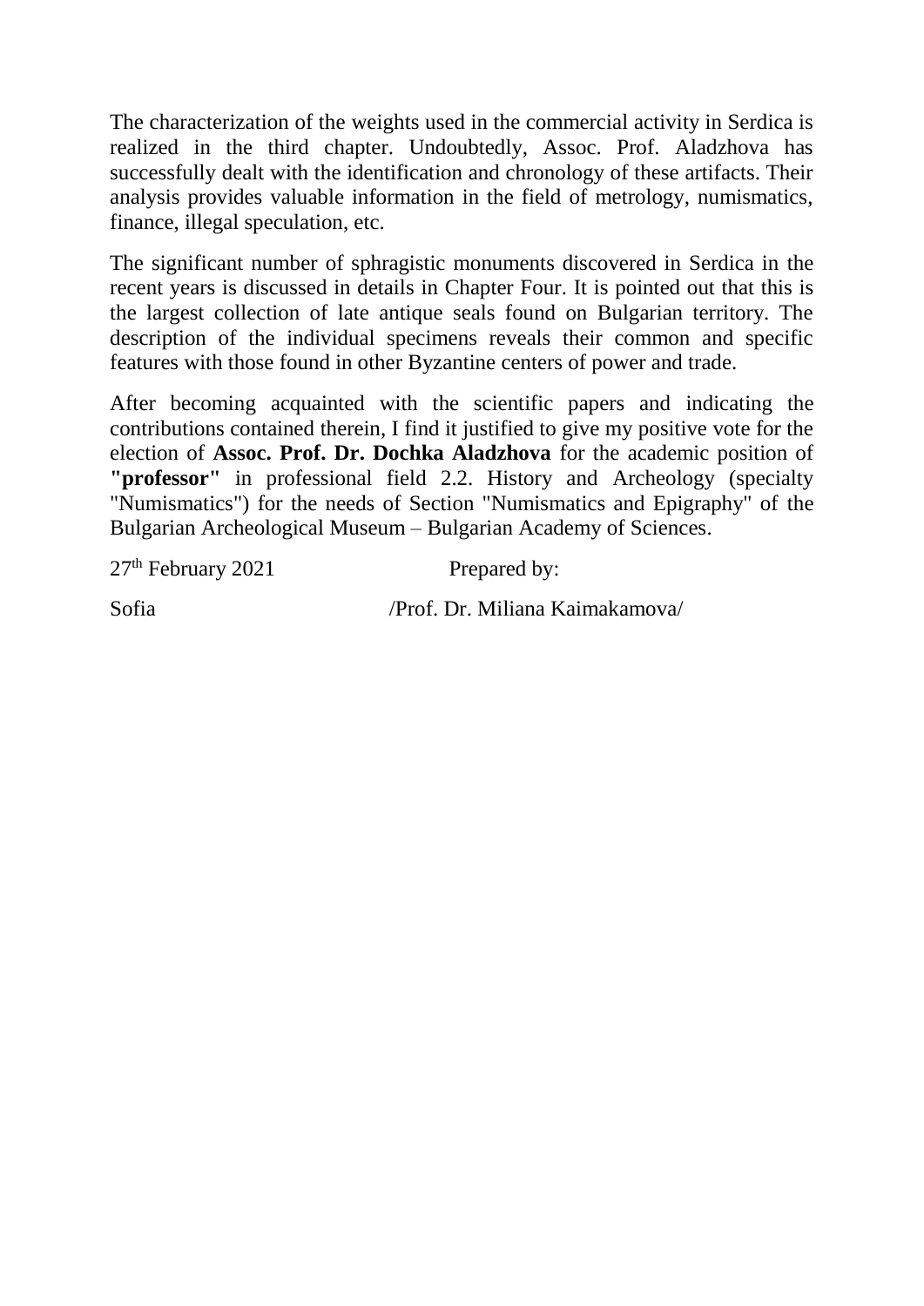The characterization of the weights used in the commercial activity in Serdica is realized in the third chapter. Undoubtedly, Assoc. Prof. Aladzhova has successfully dealt with the identification and chronology of these artifacts. Their analysis provides valuable information in the field of metrology, numismatics, finance, illegal speculation, etc.

The significant number of sphragistic monuments discovered in Serdica in the recent years is discussed in details in Chapter Four. It is pointed out that this is the largest collection of late antique seals found on Bulgarian territory. The description of the individual specimens reveals their common and specific features with those found in other Byzantine centers of power and trade.

After becoming acquainted with the scientific papers and indicating the contributions contained therein, I find it justified to give my positive vote for the election of **Assoc. Prof. Dr. Dochka Aladzhova** for the academic position of **"professor"** in professional field 2.2. History and Archeology (specialty "Numismatics") for the needs of Section "Numismatics and Epigraphy" of the Bulgarian Archeological Museum – Bulgarian Academy of Sciences.

27th February 2021 Prepared by:

Sofia /Prof. Dr. Miliana Kaimakamova/